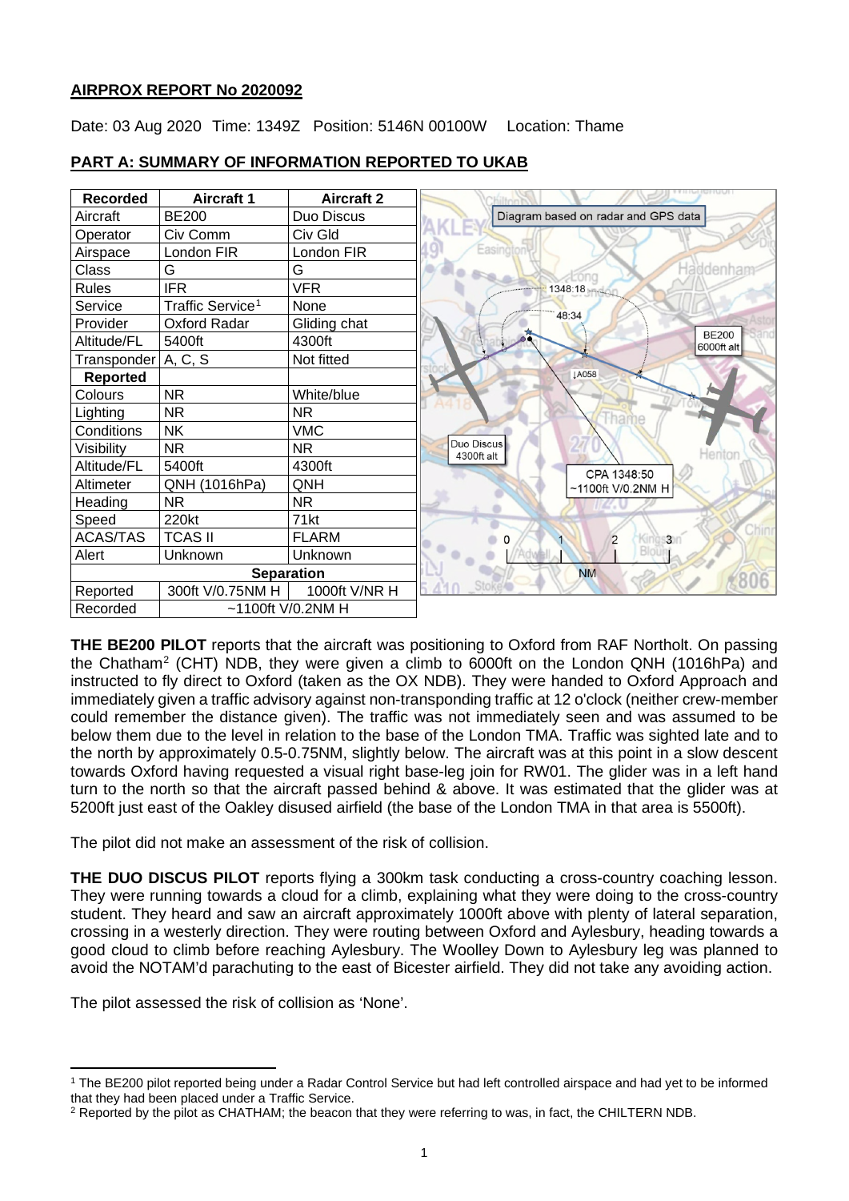**AIRPROX REPORT No 2020092**

Date: 03 Aug 2020 Time: 1349Z Position: 5146N 00100W Location: Thame

**PART A: SUMMARY OF INFORMATION REPORTED TO UKAB**

| Recorded | Aircraft 1 | Aircraft 2 |
|---|---|---|
| Aircraft | BE200 | Duo Discus |
| Operator | Civ Comm | Civ Gld |
| Airspace | London FIR | London FIR |
| Class | G | G |
| Rules | IFR | VFR |
| Service | Traffic Service[1] | None |
| Provider | Oxford Radar | Gliding chat |
| Altitude/FL | 5400ft | 4300ft |
| Transponder | A, C, S | Not fitted |
| **Reported** | | |
| Colours | NR | White/blue |
| Lighting | NR | NR |
| Conditions | NK | VMC |
| Visibility | NR | NR |
| Altitude/FL | 5400ft | 4300ft |
| Altimeter | QNH (1016hPa) | QNH |
| Heading | NR | NR |
| Speed | 220kt | 71kt |
| ACAS/TAS | TCAS II | FLARM |
| Alert | Unknown | Unknown |
| **Separation** | | |
| Reported | 300ft V/0.75NM H | 1000ft V/NR H |
| Recorded | ~1100ft V/0.2NM H | |

Diagram based on radar and GPS data

**THE BE200 PILOT** reports that the aircraft was positioning to Oxford from RAF Northolt. On passing the Chatham[2] (CHT) NDB, they were given a climb to 6000ft on the London QNH (1016hPa) and instructed to fly direct to Oxford (taken as the OX NDB). They were handed to Oxford Approach and immediately given a traffic advisory against non-transponding traffic at 12 o'clock (neither crew-member could remember the distance given). The traffic was not immediately seen and was assumed to be below them due to the level in relation to the base of the London TMA. Traffic was sighted late and to the north by approximately 0.5-0.75NM, slightly below. The aircraft was at this point in a slow descent towards Oxford having requested a visual right base-leg join for RW01. The glider was in a left hand turn to the north so that the aircraft passed behind & above. It was estimated that the glider was at 5200ft just east of the Oakley disused airfield (the base of the London TMA in that area is 5500ft).

The pilot did not make an assessment of the risk of collision.

**THE DUO DISCUS PILOT** reports flying a 300km task conducting a cross-country coaching lesson. They were running towards a cloud for a climb, explaining what they were doing to the cross-country student. They heard and saw an aircraft approximately 1000ft above with plenty of lateral separation, crossing in a westerly direction. They were routing between Oxford and Aylesbury, heading towards a good cloud to climb before reaching Aylesbury. The Woolley Down to Aylesbury leg was planned to avoid the NOTAM'd parachuting to the east of Bicester airfield. They did not take any avoiding action.

The pilot assessed the risk of collision as 'None'.

[1] The BE200 pilot reported being under a Radar Control Service but had left controlled airspace and had yet to be informed that they had been placed under a Traffic Service.

[2] Reported by the pilot as CHATHAM; the beacon that they were referring to was, in fact, the CHILTERN NDB.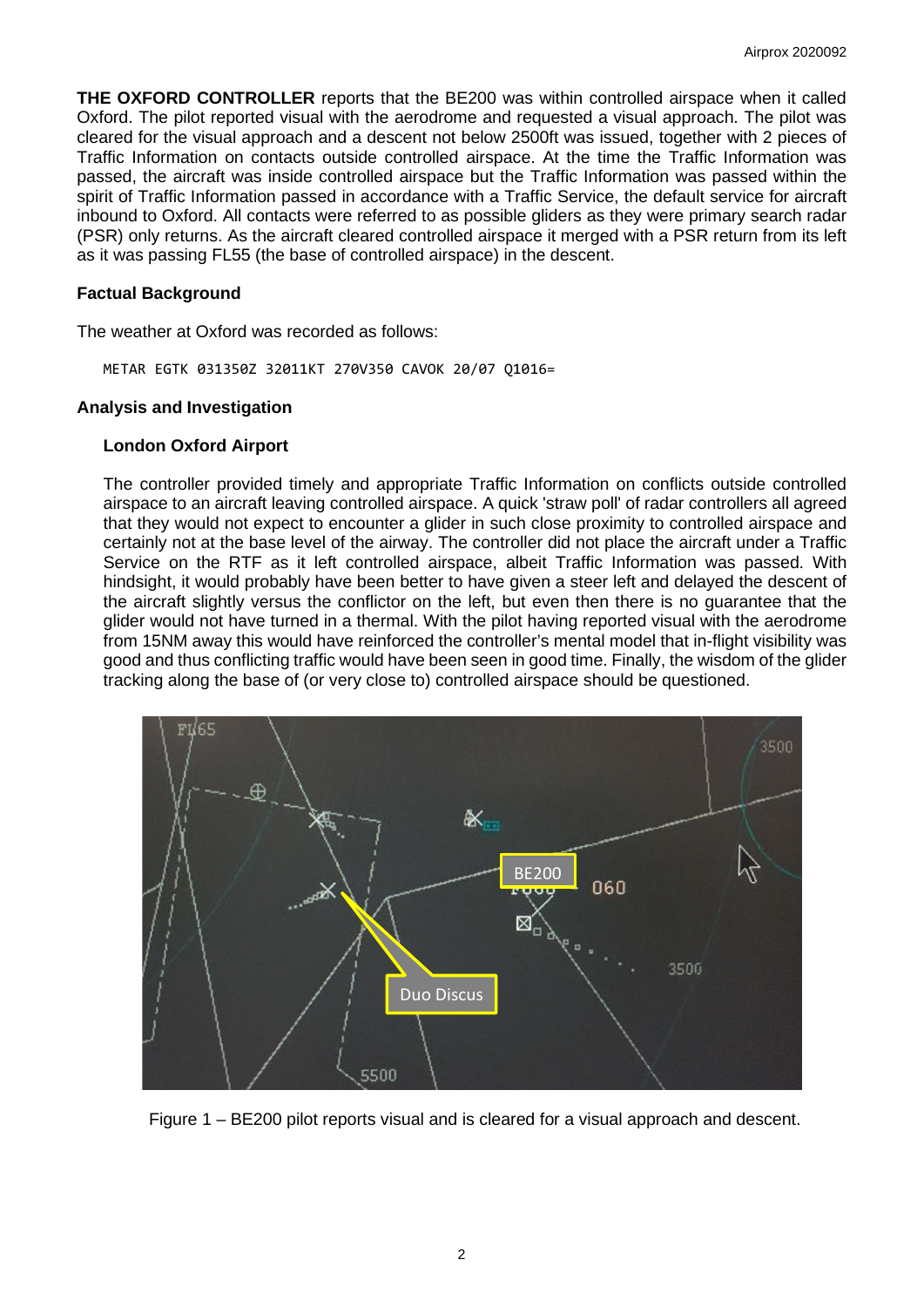**THE OXFORD CONTROLLER** reports that the BE200 was within controlled airspace when it called Oxford. The pilot reported visual with the aerodrome and requested a visual approach. The pilot was cleared for the visual approach and a descent not below 2500ft was issued, together with 2 pieces of Traffic Information on contacts outside controlled airspace. At the time the Traffic Information was passed, the aircraft was inside controlled airspace but the Traffic Information was passed within the spirit of Traffic Information passed in accordance with a Traffic Service, the default service for aircraft inbound to Oxford. All contacts were referred to as possible gliders as they were primary search radar (PSR) only returns. As the aircraft cleared controlled airspace it merged with a PSR return from its left as it was passing FL55 (the base of controlled airspace) in the descent.

### Factual Background

The weather at Oxford was recorded as follows:

```
METAR EGTK 031350Z 32011KT 270V350 CAVOK 20/07 Q1016=
```

### Analysis and Investigation

#### London Oxford Airport

The controller provided timely and appropriate Traffic Information on conflicts outside controlled airspace to an aircraft leaving controlled airspace. A quick 'straw poll' of radar controllers all agreed that they would not expect to encounter a glider in such close proximity to controlled airspace and certainly not at the base level of the airway. The controller did not place the aircraft under a Traffic Service on the RTF as it left controlled airspace, albeit Traffic Information was passed. With hindsight, it would probably have been better to have given a steer left and delayed the descent of the aircraft slightly versus the conflictor on the left, but even then there is no guarantee that the glider would not have turned in a thermal. With the pilot having reported visual with the aerodrome from 15NM away this would have reinforced the controller's mental model that in-flight visibility was good and thus conflicting traffic would have been seen in good time. Finally, the wisdom of the glider tracking along the base of (or very close to) controlled airspace should be questioned.

Figure 1 – BE200 pilot reports visual and is cleared for a visual approach and descent.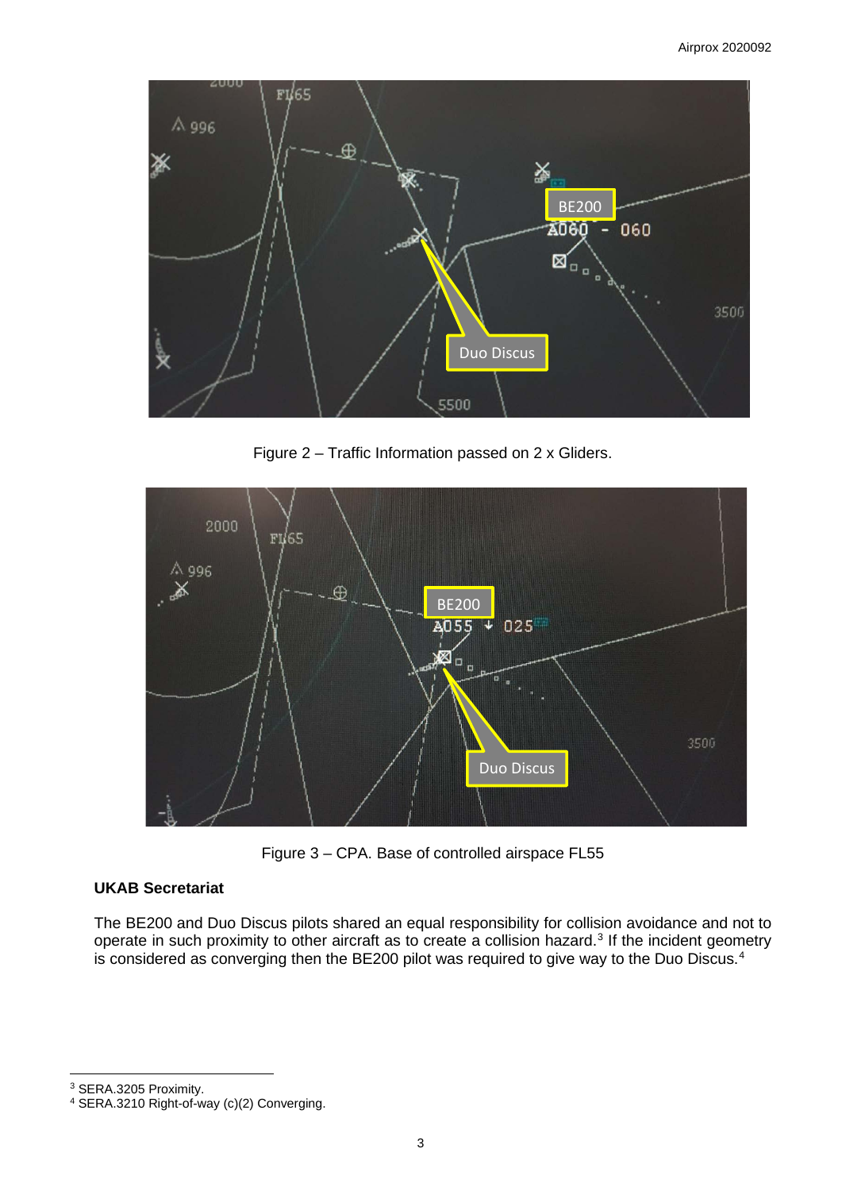Figure 2 – Traffic Information passed on 2 x Gliders.

Figure 3 – CPA. Base of controlled airspace FL55

### UKAB Secretariat

The BE200 and Duo Discus pilots shared an equal responsibility for collision avoidance and not to operate in such proximity to other aircraft as to create a collision hazard.[3] If the incident geometry is considered as converging then the BE200 pilot was required to give way to the Duo Discus.[4]

---

[3] SERA.3205 Proximity.

[4] SERA.3210 Right-of-way (c)(2) Converging.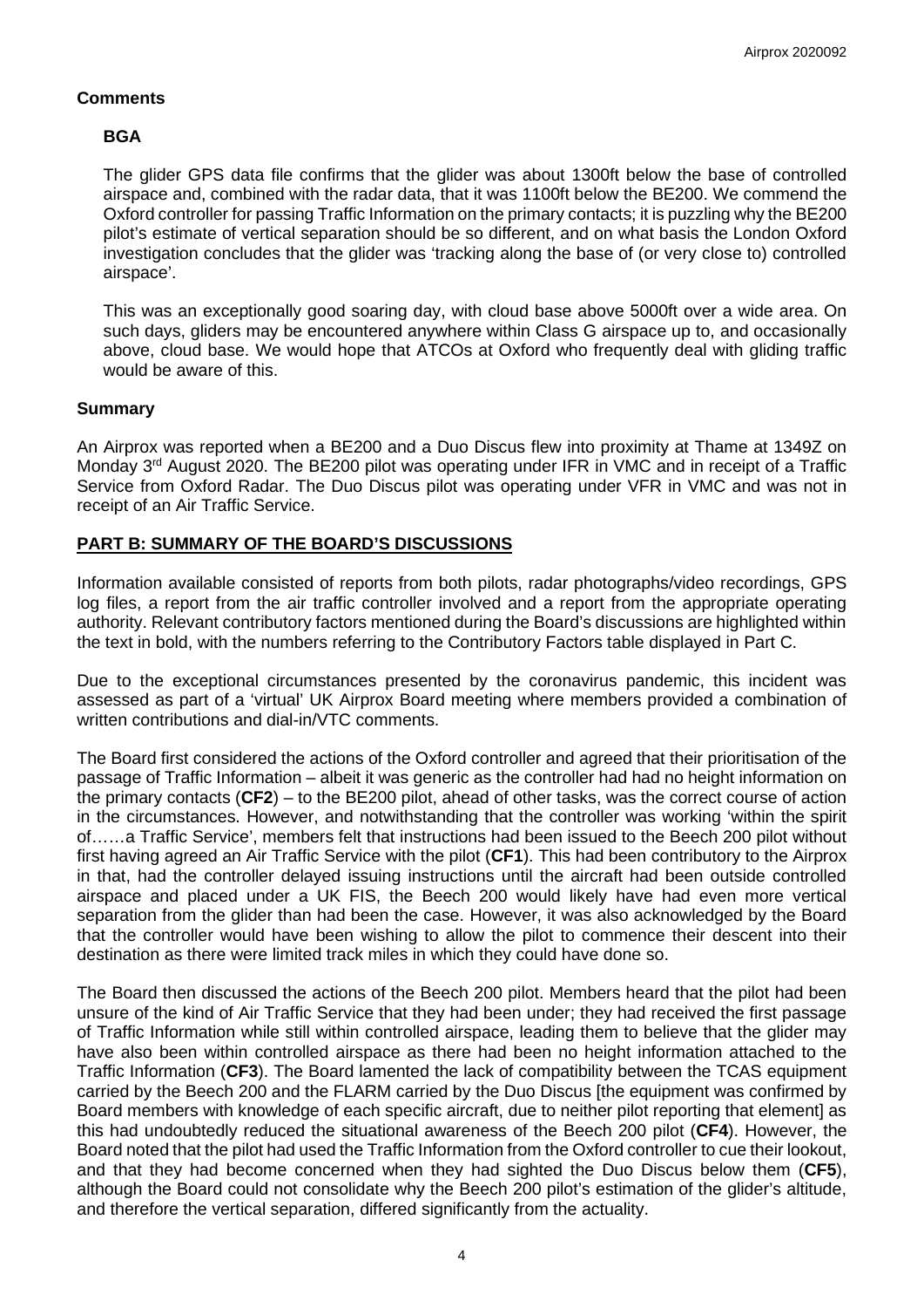## Comments

### BGA

The glider GPS data file confirms that the glider was about 1300ft below the base of controlled airspace and, combined with the radar data, that it was 1100ft below the BE200. We commend the Oxford controller for passing Traffic Information on the primary contacts; it is puzzling why the BE200 pilot's estimate of vertical separation should be so different, and on what basis the London Oxford investigation concludes that the glider was 'tracking along the base of (or very close to) controlled airspace'.

This was an exceptionally good soaring day, with cloud base above 5000ft over a wide area. On such days, gliders may be encountered anywhere within Class G airspace up to, and occasionally above, cloud base. We would hope that ATCOs at Oxford who frequently deal with gliding traffic would be aware of this.

## Summary

An Airprox was reported when a BE200 and a Duo Discus flew into proximity at Thame at 1349Z on Monday 3rd August 2020. The BE200 pilot was operating under IFR in VMC and in receipt of a Traffic Service from Oxford Radar. The Duo Discus pilot was operating under VFR in VMC and was not in receipt of an Air Traffic Service.

## PART B: SUMMARY OF THE BOARD'S DISCUSSIONS

Information available consisted of reports from both pilots, radar photographs/video recordings, GPS log files, a report from the air traffic controller involved and a report from the appropriate operating authority. Relevant contributory factors mentioned during the Board's discussions are highlighted within the text in bold, with the numbers referring to the Contributory Factors table displayed in Part C.

Due to the exceptional circumstances presented by the coronavirus pandemic, this incident was assessed as part of a 'virtual' UK Airprox Board meeting where members provided a combination of written contributions and dial-in/VTC comments.

The Board first considered the actions of the Oxford controller and agreed that their prioritisation of the passage of Traffic Information – albeit it was generic as the controller had had no height information on the primary contacts (**CF2**) – to the BE200 pilot, ahead of other tasks, was the correct course of action in the circumstances. However, and notwithstanding that the controller was working 'within the spirit of……a Traffic Service', members felt that instructions had been issued to the Beech 200 pilot without first having agreed an Air Traffic Service with the pilot (**CF1**). This had been contributory to the Airprox in that, had the controller delayed issuing instructions until the aircraft had been outside controlled airspace and placed under a UK FIS, the Beech 200 would likely have had even more vertical separation from the glider than had been the case. However, it was also acknowledged by the Board that the controller would have been wishing to allow the pilot to commence their descent into their destination as there were limited track miles in which they could have done so.

The Board then discussed the actions of the Beech 200 pilot. Members heard that the pilot had been unsure of the kind of Air Traffic Service that they had been under; they had received the first passage of Traffic Information while still within controlled airspace, leading them to believe that the glider may have also been within controlled airspace as there had been no height information attached to the Traffic Information (**CF3**). The Board lamented the lack of compatibility between the TCAS equipment carried by the Beech 200 and the FLARM carried by the Duo Discus [the equipment was confirmed by Board members with knowledge of each specific aircraft, due to neither pilot reporting that element] as this had undoubtedly reduced the situational awareness of the Beech 200 pilot (**CF4**). However, the Board noted that the pilot had used the Traffic Information from the Oxford controller to cue their lookout, and that they had become concerned when they had sighted the Duo Discus below them (**CF5**), although the Board could not consolidate why the Beech 200 pilot's estimation of the glider's altitude, and therefore the vertical separation, differed significantly from the actuality.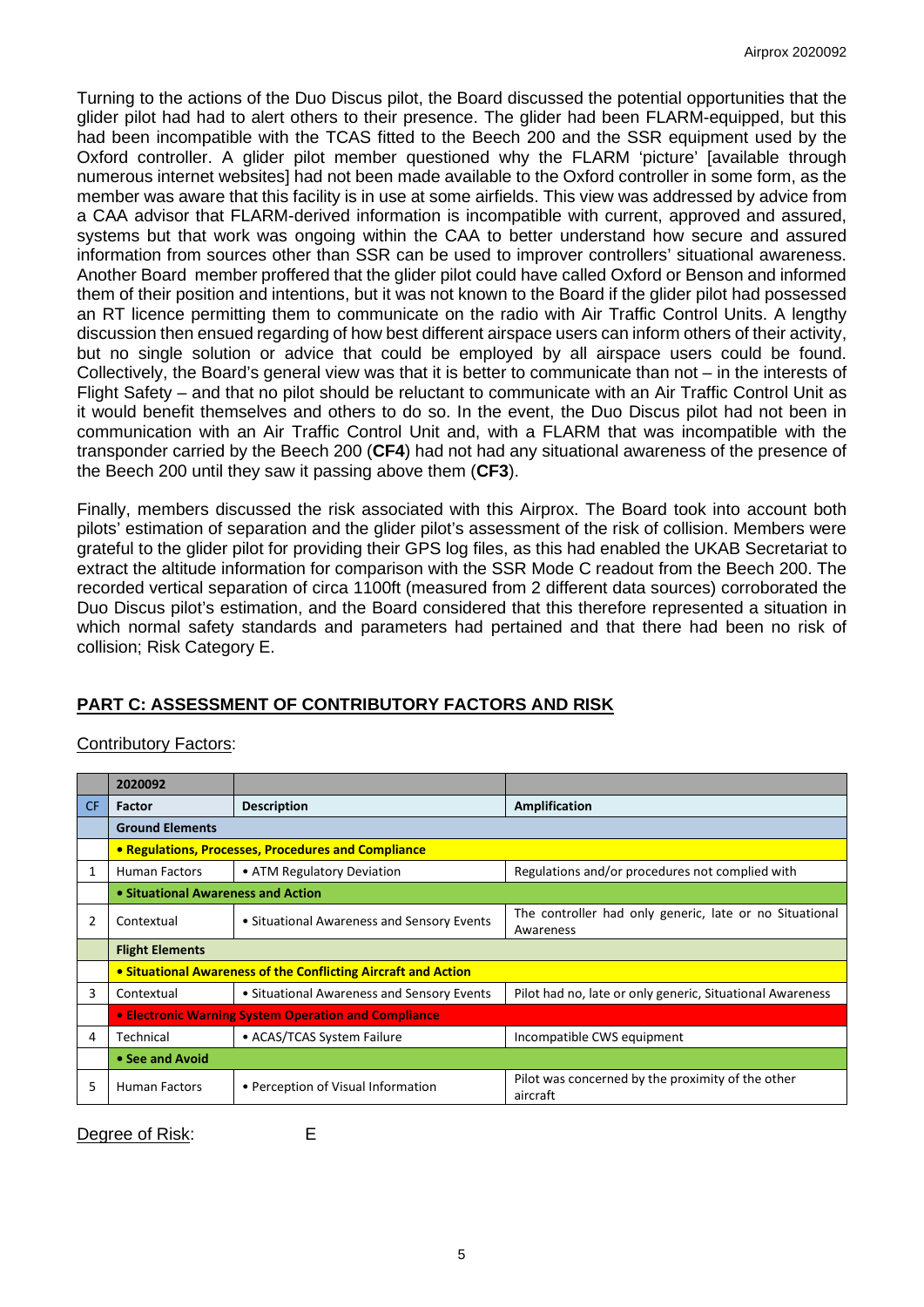Turning to the actions of the Duo Discus pilot, the Board discussed the potential opportunities that the glider pilot had had to alert others to their presence. The glider had been FLARM-equipped, but this had been incompatible with the TCAS fitted to the Beech 200 and the SSR equipment used by the Oxford controller. A glider pilot member questioned why the FLARM 'picture' [available through numerous internet websites] had not been made available to the Oxford controller in some form, as the member was aware that this facility is in use at some airfields. This view was addressed by advice from a CAA advisor that FLARM-derived information is incompatible with current, approved and assured, systems but that work was ongoing within the CAA to better understand how secure and assured information from sources other than SSR can be used to improver controllers' situational awareness. Another Board member proffered that the glider pilot could have called Oxford or Benson and informed them of their position and intentions, but it was not known to the Board if the glider pilot had possessed an RT licence permitting them to communicate on the radio with Air Traffic Control Units. A lengthy discussion then ensued regarding of how best different airspace users can inform others of their activity, but no single solution or advice that could be employed by all airspace users could be found. Collectively, the Board's general view was that it is better to communicate than not – in the interests of Flight Safety – and that no pilot should be reluctant to communicate with an Air Traffic Control Unit as it would benefit themselves and others to do so. In the event, the Duo Discus pilot had not been in communication with an Air Traffic Control Unit and, with a FLARM that was incompatible with the transponder carried by the Beech 200 (**CF4**) had not had any situational awareness of the presence of the Beech 200 until they saw it passing above them (**CF3**).

Finally, members discussed the risk associated with this Airprox. The Board took into account both pilots' estimation of separation and the glider pilot's assessment of the risk of collision. Members were grateful to the glider pilot for providing their GPS log files, as this had enabled the UKAB Secretariat to extract the altitude information for comparison with the SSR Mode C readout from the Beech 200. The recorded vertical separation of circa 1100ft (measured from 2 different data sources) corroborated the Duo Discus pilot's estimation, and the Board considered that this therefore represented a situation in which normal safety standards and parameters had pertained and that there had been no risk of collision; Risk Category E.

## PART C: ASSESSMENT OF CONTRIBUTORY FACTORS AND RISK

Contributory Factors:

| | 2020092 | | |
|---|---|---|---|
| CF | Factor | Description | Amplification |
| | **Ground Elements** | | |
| | **• Regulations, Processes, Procedures and Compliance** | | |
| 1 | Human Factors | • ATM Regulatory Deviation | Regulations and/or procedures not complied with |
| | **• Situational Awareness and Action** | | |
| 2 | Contextual | • Situational Awareness and Sensory Events | The controller had only generic, late or no Situational Awareness |
| | **Flight Elements** | | |
| | **• Situational Awareness of the Conflicting Aircraft and Action** | | |
| 3 | Contextual | • Situational Awareness and Sensory Events | Pilot had no, late or only generic, Situational Awareness |
| | **• Electronic Warning System Operation and Compliance** | | |
| 4 | Technical | • ACAS/TCAS System Failure | Incompatible CWS equipment |
| | **• See and Avoid** | | |
| 5 | Human Factors | • Perception of Visual Information | Pilot was concerned by the proximity of the other aircraft |

Degree of Risk: E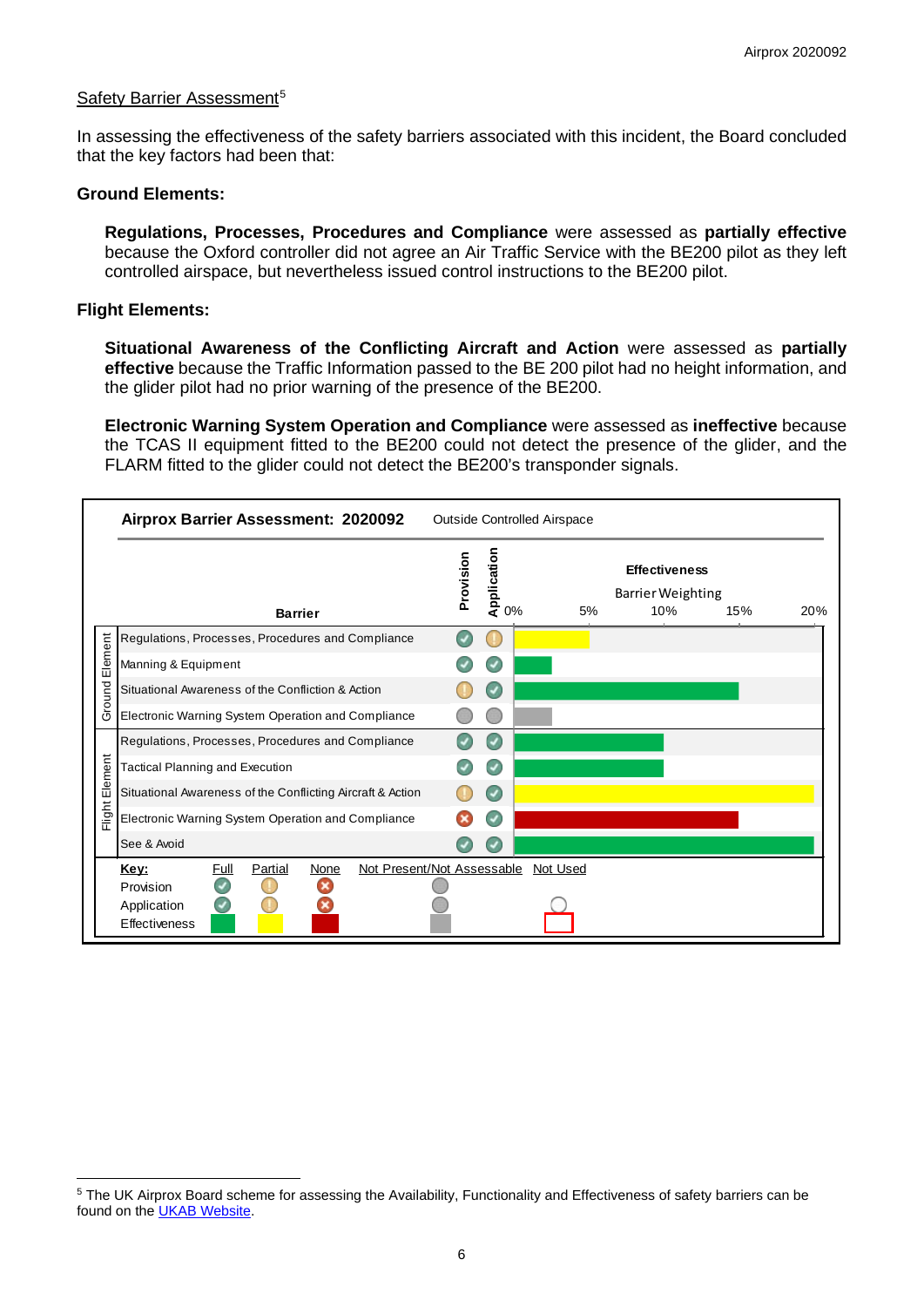## Safety Barrier Assessment[5]

In assessing the effectiveness of the safety barriers associated with this incident, the Board concluded that the key factors had been that:

**Ground Elements:**

**Regulations, Processes, Procedures and Compliance** were assessed as **partially effective** because the Oxford controller did not agree an Air Traffic Service with the BE200 pilot as they left controlled airspace, but nevertheless issued control instructions to the BE200 pilot.

**Flight Elements:**

**Situational Awareness of the Conflicting Aircraft and Action** were assessed as **partially effective** because the Traffic Information passed to the BE 200 pilot had no height information, and the glider pilot had no prior warning of the presence of the BE200.

**Electronic Warning System Operation and Compliance** were assessed as **ineffective** because the TCAS II equipment fitted to the BE200 could not detect the presence of the glider, and the FLARM fitted to the glider could not detect the BE200's transponder signals.

**Airprox Barrier Assessment: 2020092**

Outside Controlled Airspace

Barrier

Provision

Application

Effectiveness

Barrier Weighting

0%
5%
10%
15%
20%

Ground Element

Regulations, Processes, Procedures and Compliance

Manning & Equipment

Situational Awareness of the Confliction & Action

Electronic Warning System Operation and Compliance

Flight Element

Regulations, Processes, Procedures and Compliance

Tactical Planning and Execution

Situational Awareness of the Conflicting Aircraft & Action

Electronic Warning System Operation and Compliance

See & Avoid

Key: Full Partial None Not Present/Not Assessable Not Used

Provision

Application

Effectiveness

[5] The UK Airprox Board scheme for assessing the Availability, Functionality and Effectiveness of safety barriers can be found on the UKAB Website.